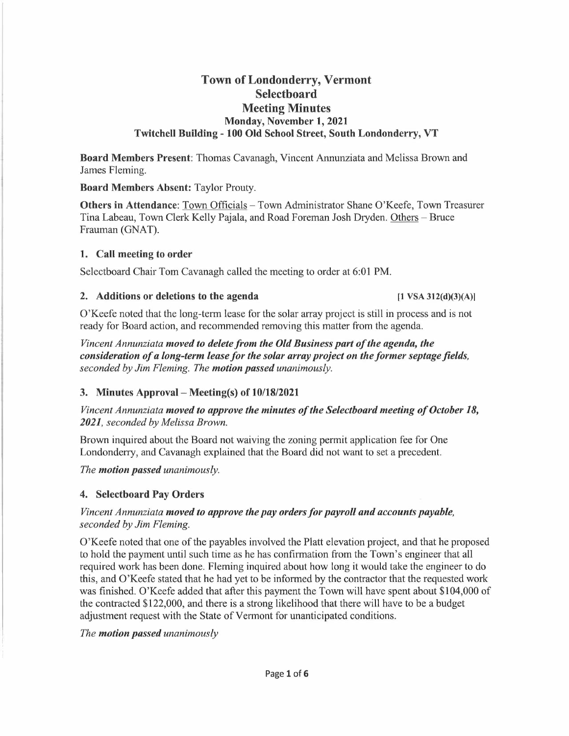# Town of Londonderry, Vermont
# Selectboard
# Meeting Minutes
### Monday, November 1, 2021
### Twitchell Building - 100 Old School Street, South Londonderry, VT

**Board Members Present**: Thomas Cavanagh, Vincent Annunziata and Melissa Brown and James Fleming.

**Board Members Absent:** Taylor Prouty.

**Others in Attendance**: Town Officials – Town Administrator Shane O'Keefe, Town Treasurer Tina Labeau, Town Clerk Kelly Pajala, and Road Foreman Josh Dryden. Others – Bruce Frauman (GNAT).

## 1. Call meeting to order

Selectboard Chair Tom Cavanagh called the meeting to order at 6:01 PM.

## 2. Additions or deletions to the agenda [1 VSA 312(d)(3)(A)]

O'Keefe noted that the long-term lease for the solar array project is still in process and is not ready for Board action, and recommended removing this matter from the agenda.

*Vincent Annunziata* ***moved to delete from the Old Business part of the agenda, the consideration of a long-term lease for the solar array project on the former septage fields,*** *seconded by Jim Fleming. The* ***motion passed*** *unanimously.*

## 3. Minutes Approval – Meeting(s) of 10/18/2021

*Vincent Annunziata* ***moved to approve the minutes of the Selectboard meeting of October 18, 2021****, seconded by Melissa Brown.*

Brown inquired about the Board not waiving the zoning permit application fee for One Londonderry, and Cavanagh explained that the Board did not want to set a precedent.

*The* ***motion passed*** *unanimously.*

## 4. Selectboard Pay Orders

*Vincent Annunziata* ***moved to approve the pay orders for payroll and accounts payable,*** *seconded by Jim Fleming.*

O'Keefe noted that one of the payables involved the Platt elevation project, and that he proposed to hold the payment until such time as he has confirmation from the Town's engineer that all required work has been done. Fleming inquired about how long it would take the engineer to do this, and O'Keefe stated that he had yet to be informed by the contractor that the requested work was finished. O'Keefe added that after this payment the Town will have spent about $104,000 of the contracted $122,000, and there is a strong likelihood that there will have to be a budget adjustment request with the State of Vermont for unanticipated conditions.

*The* ***motion passed*** *unanimously*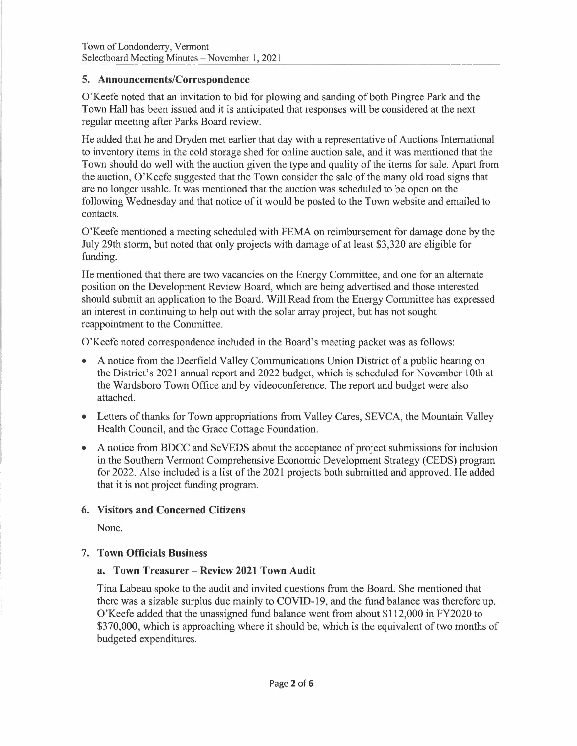## 5. Announcements/Correspondence

O'Keefe noted that an invitation to bid for plowing and sanding of both Pingree Park and the Town Hall has been issued and it is anticipated that responses will be considered at the next regular meeting after Parks Board review.

He added that he and Dryden met earlier that day with a representative of Auctions International to inventory items in the cold storage shed for online auction sale, and it was mentioned that the Town should do well with the auction given the type and quality of the items for sale. Apart from the auction, O'Keefe suggested that the Town consider the sale of the many old road signs that are no longer usable. It was mentioned that the auction was scheduled to be open on the following Wednesday and that notice of it would be posted to the Town website and emailed to contacts.

O'Keefe mentioned a meeting scheduled with FEMA on reimbursement for damage done by the July 29th storm, but noted that only projects with damage of at least $3,320 are eligible for funding.

He mentioned that there are two vacancies on the Energy Committee, and one for an alternate position on the Development Review Board, which are being advertised and those interested should submit an application to the Board. Will Read from the Energy Committee has expressed an interest in continuing to help out with the solar array project, but has not sought reappointment to the Committee.

O'Keefe noted correspondence included in the Board's meeting packet was as follows:

- A notice from the Deerfield Valley Communications Union District of a public hearing on the District's 2021 annual report and 2022 budget, which is scheduled for November 10th at the Wardsboro Town Office and by videoconference. The report and budget were also attached.
- Letters of thanks for Town appropriations from Valley Cares, SEVCA, the Mountain Valley Health Council, and the Grace Cottage Foundation.
- A notice from BDCC and SeVEDS about the acceptance of project submissions for inclusion in the Southern Vermont Comprehensive Economic Development Strategy (CEDS) program for 2022. Also included is a list of the 2021 projects both submitted and approved. He added that it is not project funding program.

## 6. Visitors and Concerned Citizens

None.

## 7. Town Officials Business

### a. Town Treasurer – Review 2021 Town Audit

Tina Labeau spoke to the audit and invited questions from the Board. She mentioned that there was a sizable surplus due mainly to COVID-19, and the fund balance was therefore up. O'Keefe added that the unassigned fund balance went from about $112,000 in FY2020 to $370,000, which is approaching where it should be, which is the equivalent of two months of budgeted expenditures.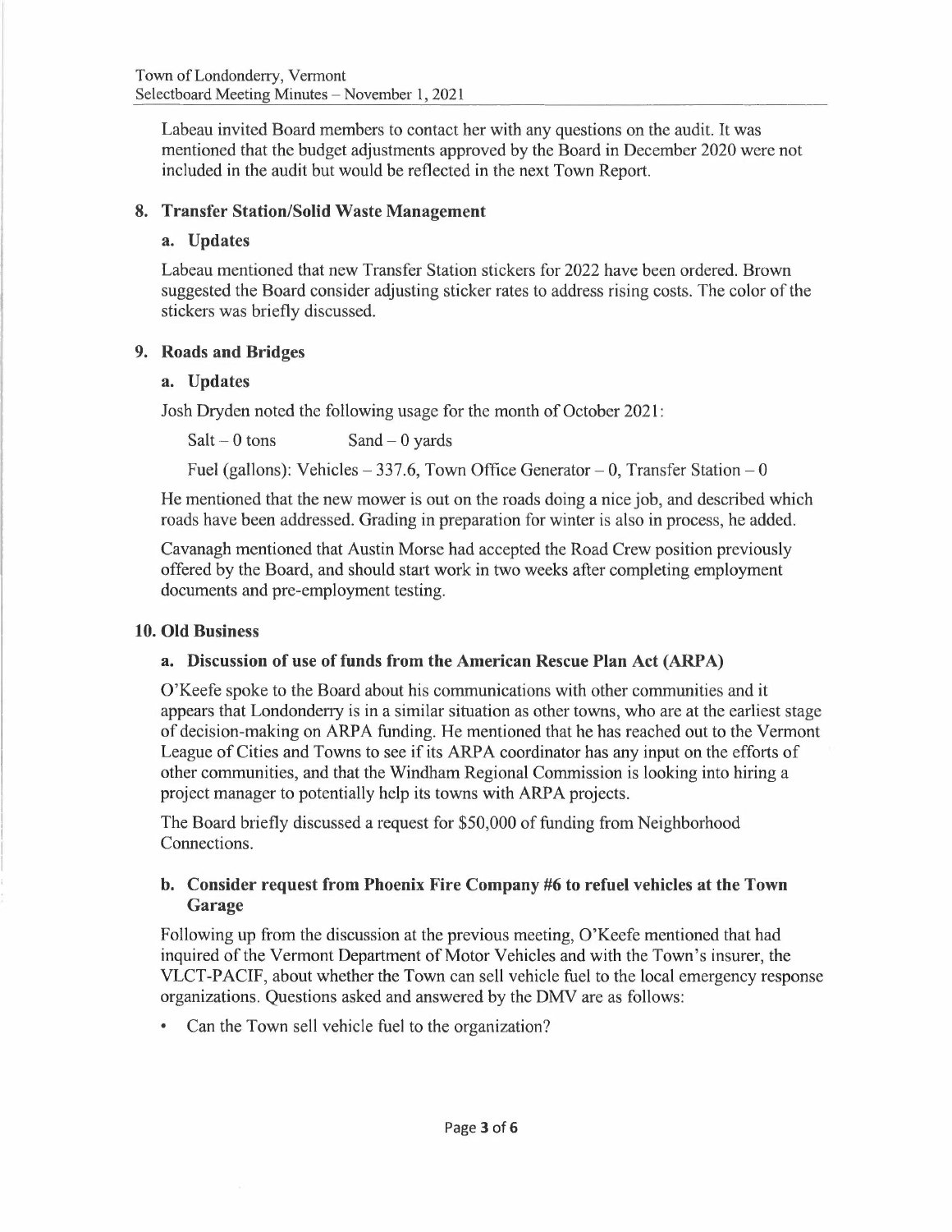Labeau invited Board members to contact her with any questions on the audit. It was mentioned that the budget adjustments approved by the Board in December 2020 were not included in the audit but would be reflected in the next Town Report.

## 8. Transfer Station/Solid Waste Management

### a. Updates

Labeau mentioned that new Transfer Station stickers for 2022 have been ordered. Brown suggested the Board consider adjusting sticker rates to address rising costs. The color of the stickers was briefly discussed.

## 9. Roads and Bridges

### a. Updates

Josh Dryden noted the following usage for the month of October 2021:

Salt – 0 tons    Sand – 0 yards

Fuel (gallons): Vehicles – 337.6, Town Office Generator – 0, Transfer Station – 0

He mentioned that the new mower is out on the roads doing a nice job, and described which roads have been addressed. Grading in preparation for winter is also in process, he added.

Cavanagh mentioned that Austin Morse had accepted the Road Crew position previously offered by the Board, and should start work in two weeks after completing employment documents and pre-employment testing.

## 10. Old Business

### a. Discussion of use of funds from the American Rescue Plan Act (ARPA)

O'Keefe spoke to the Board about his communications with other communities and it appears that Londonderry is in a similar situation as other towns, who are at the earliest stage of decision-making on ARPA funding. He mentioned that he has reached out to the Vermont League of Cities and Towns to see if its ARPA coordinator has any input on the efforts of other communities, and that the Windham Regional Commission is looking into hiring a project manager to potentially help its towns with ARPA projects.

The Board briefly discussed a request for $50,000 of funding from Neighborhood Connections.

### b. Consider request from Phoenix Fire Company #6 to refuel vehicles at the Town Garage

Following up from the discussion at the previous meeting, O'Keefe mentioned that had inquired of the Vermont Department of Motor Vehicles and with the Town's insurer, the VLCT-PACIF, about whether the Town can sell vehicle fuel to the local emergency response organizations. Questions asked and answered by the DMV are as follows:

- Can the Town sell vehicle fuel to the organization?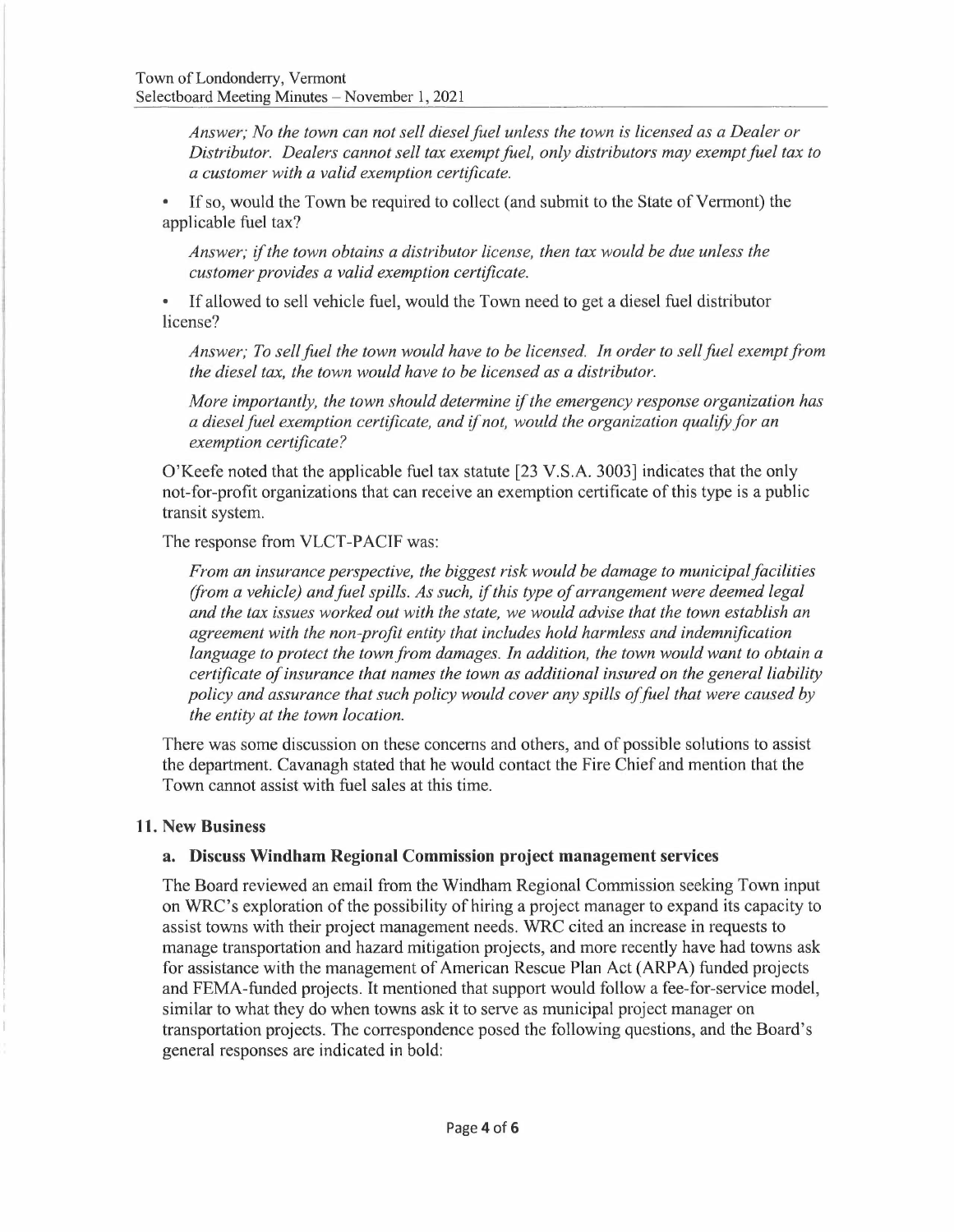*Answer; No the town can not sell diesel fuel unless the town is licensed as a Dealer or Distributor. Dealers cannot sell tax exempt fuel, only distributors may exempt fuel tax to a customer with a valid exemption certificate.*

- If so, would the Town be required to collect (and submit to the State of Vermont) the applicable fuel tax?

  *Answer; if the town obtains a distributor license, then tax would be due unless the customer provides a valid exemption certificate.*

- If allowed to sell vehicle fuel, would the Town need to get a diesel fuel distributor license?

  *Answer; To sell fuel the town would have to be licensed. In order to sell fuel exempt from the diesel tax, the town would have to be licensed as a distributor.*

  *More importantly, the town should determine if the emergency response organization has a diesel fuel exemption certificate, and if not, would the organization qualify for an exemption certificate?*

O'Keefe noted that the applicable fuel tax statute [23 V.S.A. 3003] indicates that the only not-for-profit organizations that can receive an exemption certificate of this type is a public transit system.

The response from VLCT-PACIF was:

> *From an insurance perspective, the biggest risk would be damage to municipal facilities (from a vehicle) and fuel spills. As such, if this type of arrangement were deemed legal and the tax issues worked out with the state, we would advise that the town establish an agreement with the non-profit entity that includes hold harmless and indemnification language to protect the town from damages. In addition, the town would want to obtain a certificate of insurance that names the town as additional insured on the general liability policy and assurance that such policy would cover any spills of fuel that were caused by the entity at the town location.*

There was some discussion on these concerns and others, and of possible solutions to assist the department. Cavanagh stated that he would contact the Fire Chief and mention that the Town cannot assist with fuel sales at this time.

## 11. New Business

### a. Discuss Windham Regional Commission project management services

The Board reviewed an email from the Windham Regional Commission seeking Town input on WRC's exploration of the possibility of hiring a project manager to expand its capacity to assist towns with their project management needs. WRC cited an increase in requests to manage transportation and hazard mitigation projects, and more recently have had towns ask for assistance with the management of American Rescue Plan Act (ARPA) funded projects and FEMA-funded projects. It mentioned that support would follow a fee-for-service model, similar to what they do when towns ask it to serve as municipal project manager on transportation projects. The correspondence posed the following questions, and the Board's general responses are indicated in bold: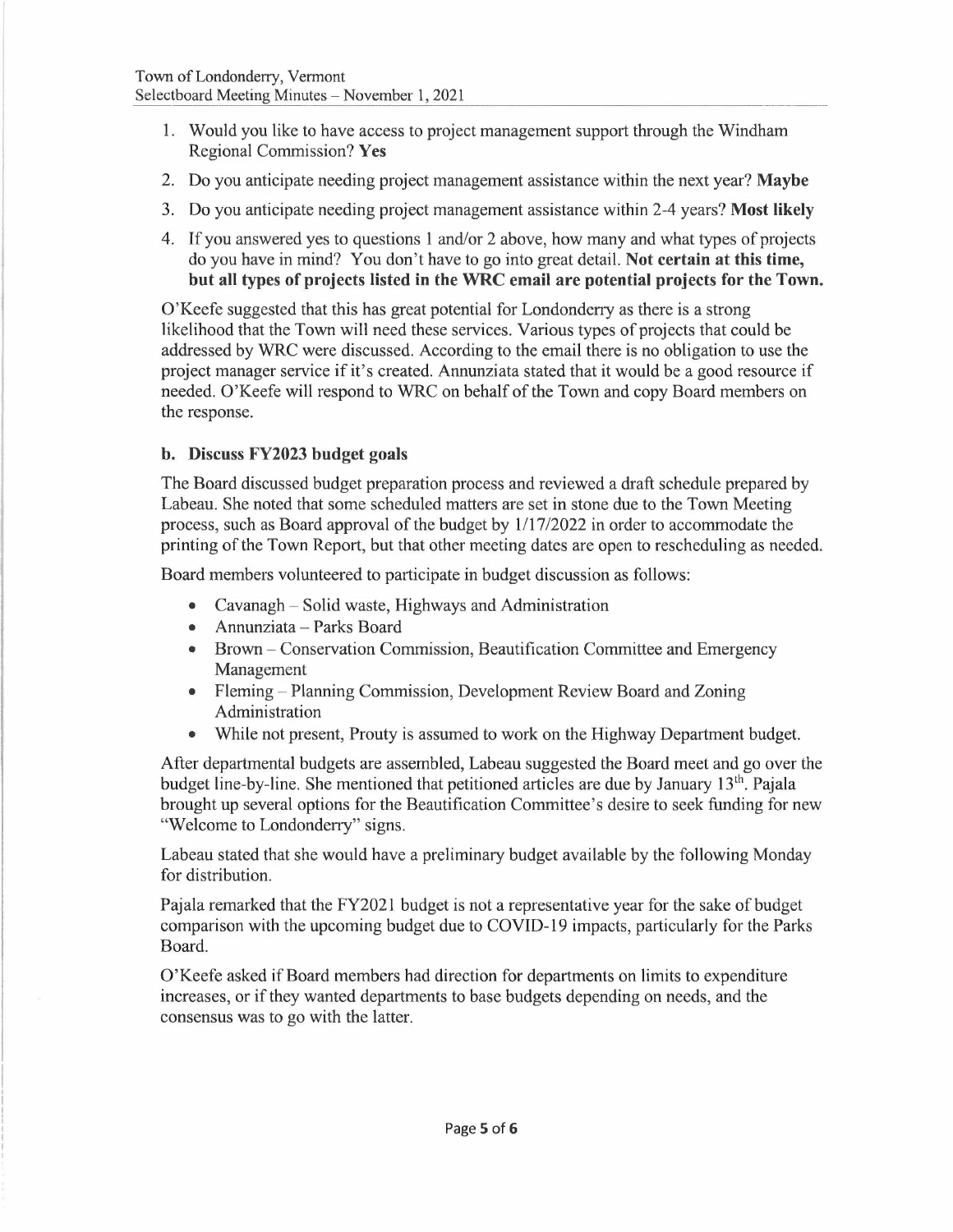1. Would you like to have access to project management support through the Windham Regional Commission? **Yes**
2. Do you anticipate needing project management assistance within the next year? **Maybe**
3. Do you anticipate needing project management assistance within 2-4 years? **Most likely**
4. If you answered yes to questions 1 and/or 2 above, how many and what types of projects do you have in mind? You don't have to go into great detail. **Not certain at this time, but all types of projects listed in the WRC email are potential projects for the Town.**

O'Keefe suggested that this has great potential for Londonderry as there is a strong likelihood that the Town will need these services. Various types of projects that could be addressed by WRC were discussed. According to the email there is no obligation to use the project manager service if it's created. Annunziata stated that it would be a good resource if needed. O'Keefe will respond to WRC on behalf of the Town and copy Board members on the response.

### b. Discuss FY2023 budget goals

The Board discussed budget preparation process and reviewed a draft schedule prepared by Labeau. She noted that some scheduled matters are set in stone due to the Town Meeting process, such as Board approval of the budget by 1/17/2022 in order to accommodate the printing of the Town Report, but that other meeting dates are open to rescheduling as needed.

Board members volunteered to participate in budget discussion as follows:

- Cavanagh – Solid waste, Highways and Administration
- Annunziata – Parks Board
- Brown – Conservation Commission, Beautification Committee and Emergency Management
- Fleming – Planning Commission, Development Review Board and Zoning Administration
- While not present, Prouty is assumed to work on the Highway Department budget.

After departmental budgets are assembled, Labeau suggested the Board meet and go over the budget line-by-line. She mentioned that petitioned articles are due by January 13th. Pajala brought up several options for the Beautification Committee's desire to seek funding for new "Welcome to Londonderry" signs.

Labeau stated that she would have a preliminary budget available by the following Monday for distribution.

Pajala remarked that the FY2021 budget is not a representative year for the sake of budget comparison with the upcoming budget due to COVID-19 impacts, particularly for the Parks Board.

O'Keefe asked if Board members had direction for departments on limits to expenditure increases, or if they wanted departments to base budgets depending on needs, and the consensus was to go with the latter.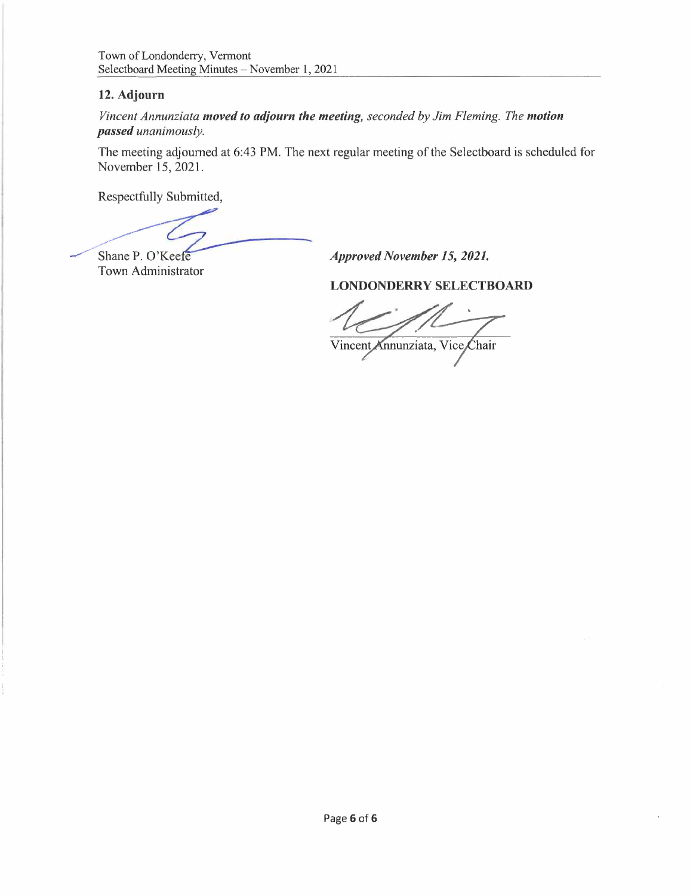## 12. Adjourn

*Vincent Annunziata* ***moved to adjourn the meeting****, seconded by Jim Fleming. The* ***motion passed*** *unanimously.*

The meeting adjourned at 6:43 PM. The next regular meeting of the Selectboard is scheduled for November 15, 2021.

Respectfully Submitted,

Shane P. O'Keefe
Town Administrator

***Approved November 15, 2021.***

**LONDONDERRY SELECTBOARD**

Vincent Annunziata, Vice Chair